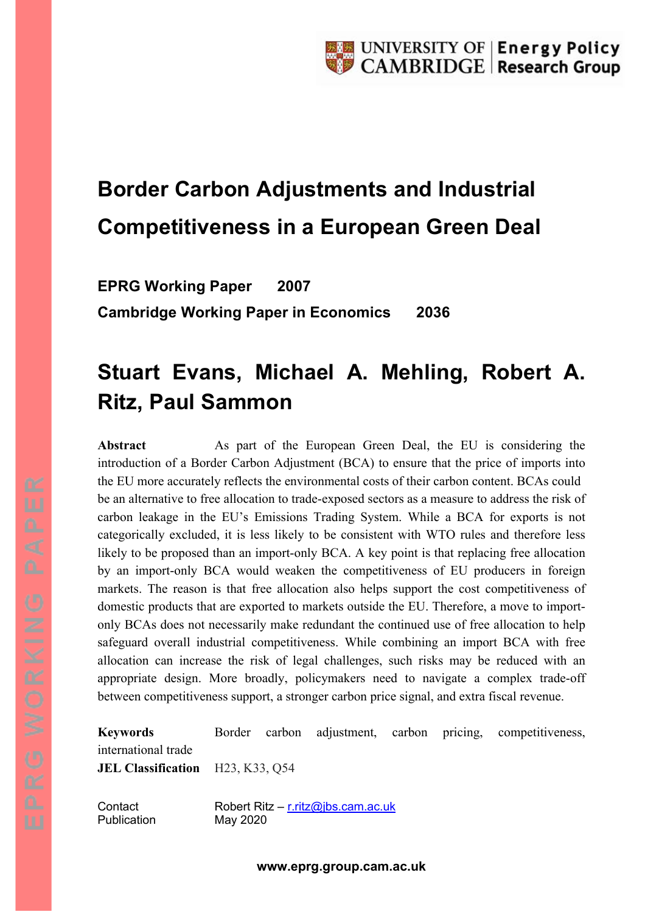UNIVERSITY OF CAMBRIDGE | Energy Policy Research Group

# Border Carbon Adjustments and Industrial Competitiveness in a European Green Deal

**EPRG Working Paper 2007**

**Cambridge Working Paper in Economics 2036**

## Stuart Evans, Michael A. Mehling, Robert A. Ritz, Paul Sammon

**Abstract** As part of the European Green Deal, the EU is considering the introduction of a Border Carbon Adjustment (BCA) to ensure that the price of imports into the EU more accurately reflects the environmental costs of their carbon content. BCAs could be an alternative to free allocation to trade-exposed sectors as a measure to address the risk of carbon leakage in the EU's Emissions Trading System. While a BCA for exports is not categorically excluded, it is less likely to be consistent with WTO rules and therefore less likely to be proposed than an import-only BCA. A key point is that replacing free allocation by an import-only BCA would weaken the competitiveness of EU producers in foreign markets. The reason is that free allocation also helps support the cost competitiveness of domestic products that are exported to markets outside the EU. Therefore, a move to import-only BCAs does not necessarily make redundant the continued use of free allocation to help safeguard overall industrial competitiveness. While combining an import BCA with free allocation can increase the risk of legal challenges, such risks may be reduced with an appropriate design. More broadly, policymakers need to navigate a complex trade-off between competitiveness support, a stronger carbon price signal, and extra fiscal revenue.

**Keywords** Border carbon adjustment, carbon pricing, competitiveness, international trade

**JEL Classification** H23, K33, Q54

Contact Robert Ritz – r.ritz@jbs.cam.ac.uk

Publication May 2020

**www.eprg.group.cam.ac.uk**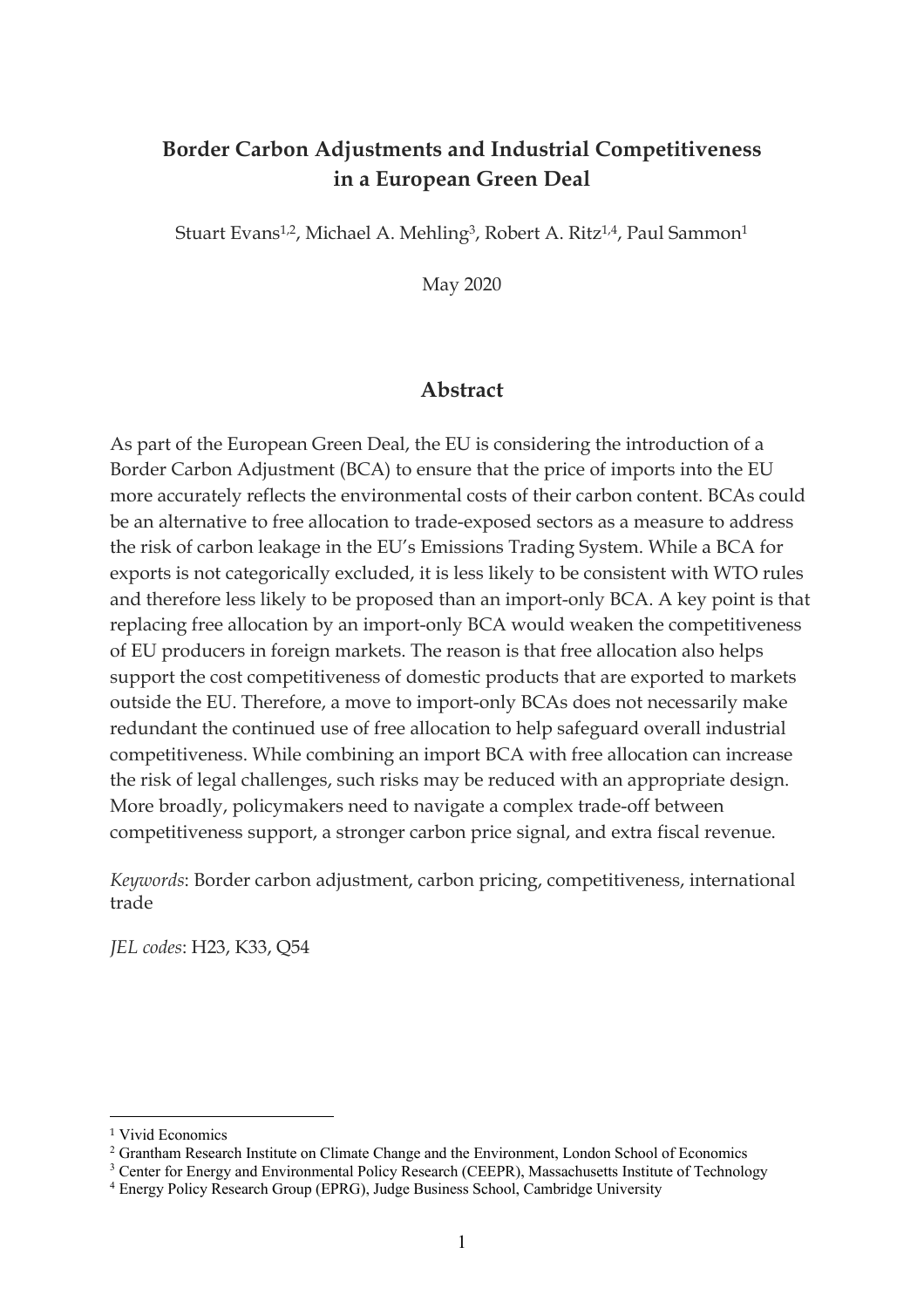# Border Carbon Adjustments and Industrial Competitiveness in a European Green Deal

Stuart Evans[1,2], Michael A. Mehling[3], Robert A. Ritz[1,4], Paul Sammon[1]

May 2020

## Abstract

As part of the European Green Deal, the EU is considering the introduction of a Border Carbon Adjustment (BCA) to ensure that the price of imports into the EU more accurately reflects the environmental costs of their carbon content. BCAs could be an alternative to free allocation to trade-exposed sectors as a measure to address the risk of carbon leakage in the EU's Emissions Trading System. While a BCA for exports is not categorically excluded, it is less likely to be consistent with WTO rules and therefore less likely to be proposed than an import-only BCA. A key point is that replacing free allocation by an import-only BCA would weaken the competitiveness of EU producers in foreign markets. The reason is that free allocation also helps support the cost competitiveness of domestic products that are exported to markets outside the EU. Therefore, a move to import-only BCAs does not necessarily make redundant the continued use of free allocation to help safeguard overall industrial competitiveness. While combining an import BCA with free allocation can increase the risk of legal challenges, such risks may be reduced with an appropriate design. More broadly, policymakers need to navigate a complex trade-off between competitiveness support, a stronger carbon price signal, and extra fiscal revenue.

*Keywords*: Border carbon adjustment, carbon pricing, competitiveness, international trade

*JEL codes*: H23, K33, Q54

---

[1] Vivid Economics

[2] Grantham Research Institute on Climate Change and the Environment, London School of Economics

[3] Center for Energy and Environmental Policy Research (CEEPR), Massachusetts Institute of Technology

[4] Energy Policy Research Group (EPRG), Judge Business School, Cambridge University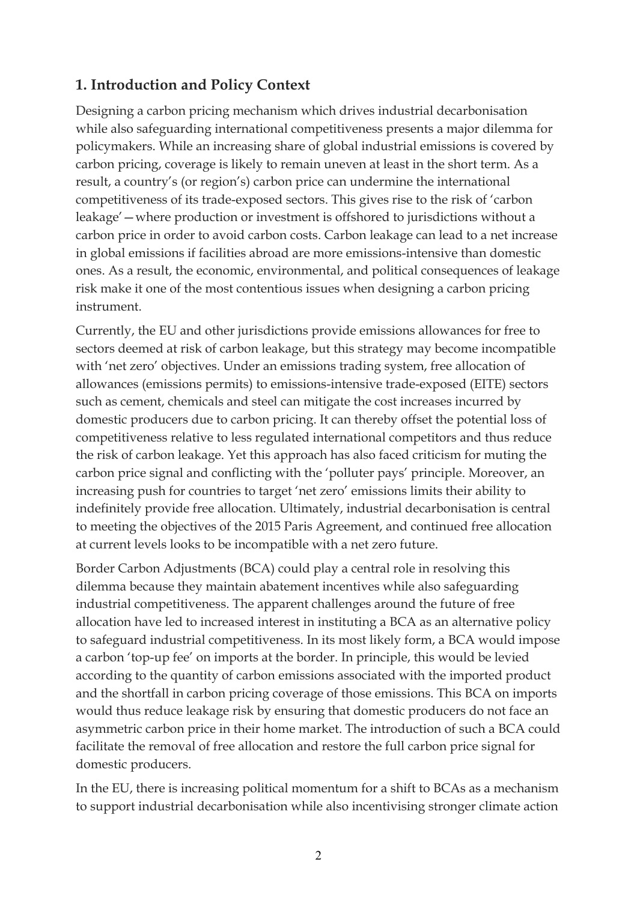## 1. Introduction and Policy Context

Designing a carbon pricing mechanism which drives industrial decarbonisation while also safeguarding international competitiveness presents a major dilemma for policymakers. While an increasing share of global industrial emissions is covered by carbon pricing, coverage is likely to remain uneven at least in the short term. As a result, a country's (or region's) carbon price can undermine the international competitiveness of its trade-exposed sectors. This gives rise to the risk of 'carbon leakage'—where production or investment is offshored to jurisdictions without a carbon price in order to avoid carbon costs. Carbon leakage can lead to a net increase in global emissions if facilities abroad are more emissions-intensive than domestic ones. As a result, the economic, environmental, and political consequences of leakage risk make it one of the most contentious issues when designing a carbon pricing instrument.

Currently, the EU and other jurisdictions provide emissions allowances for free to sectors deemed at risk of carbon leakage, but this strategy may become incompatible with 'net zero' objectives. Under an emissions trading system, free allocation of allowances (emissions permits) to emissions-intensive trade-exposed (EITE) sectors such as cement, chemicals and steel can mitigate the cost increases incurred by domestic producers due to carbon pricing. It can thereby offset the potential loss of competitiveness relative to less regulated international competitors and thus reduce the risk of carbon leakage. Yet this approach has also faced criticism for muting the carbon price signal and conflicting with the 'polluter pays' principle. Moreover, an increasing push for countries to target 'net zero' emissions limits their ability to indefinitely provide free allocation. Ultimately, industrial decarbonisation is central to meeting the objectives of the 2015 Paris Agreement, and continued free allocation at current levels looks to be incompatible with a net zero future.

Border Carbon Adjustments (BCA) could play a central role in resolving this dilemma because they maintain abatement incentives while also safeguarding industrial competitiveness. The apparent challenges around the future of free allocation have led to increased interest in instituting a BCA as an alternative policy to safeguard industrial competitiveness. In its most likely form, a BCA would impose a carbon 'top-up fee' on imports at the border. In principle, this would be levied according to the quantity of carbon emissions associated with the imported product and the shortfall in carbon pricing coverage of those emissions. This BCA on imports would thus reduce leakage risk by ensuring that domestic producers do not face an asymmetric carbon price in their home market. The introduction of such a BCA could facilitate the removal of free allocation and restore the full carbon price signal for domestic producers.

In the EU, there is increasing political momentum for a shift to BCAs as a mechanism to support industrial decarbonisation while also incentivising stronger climate action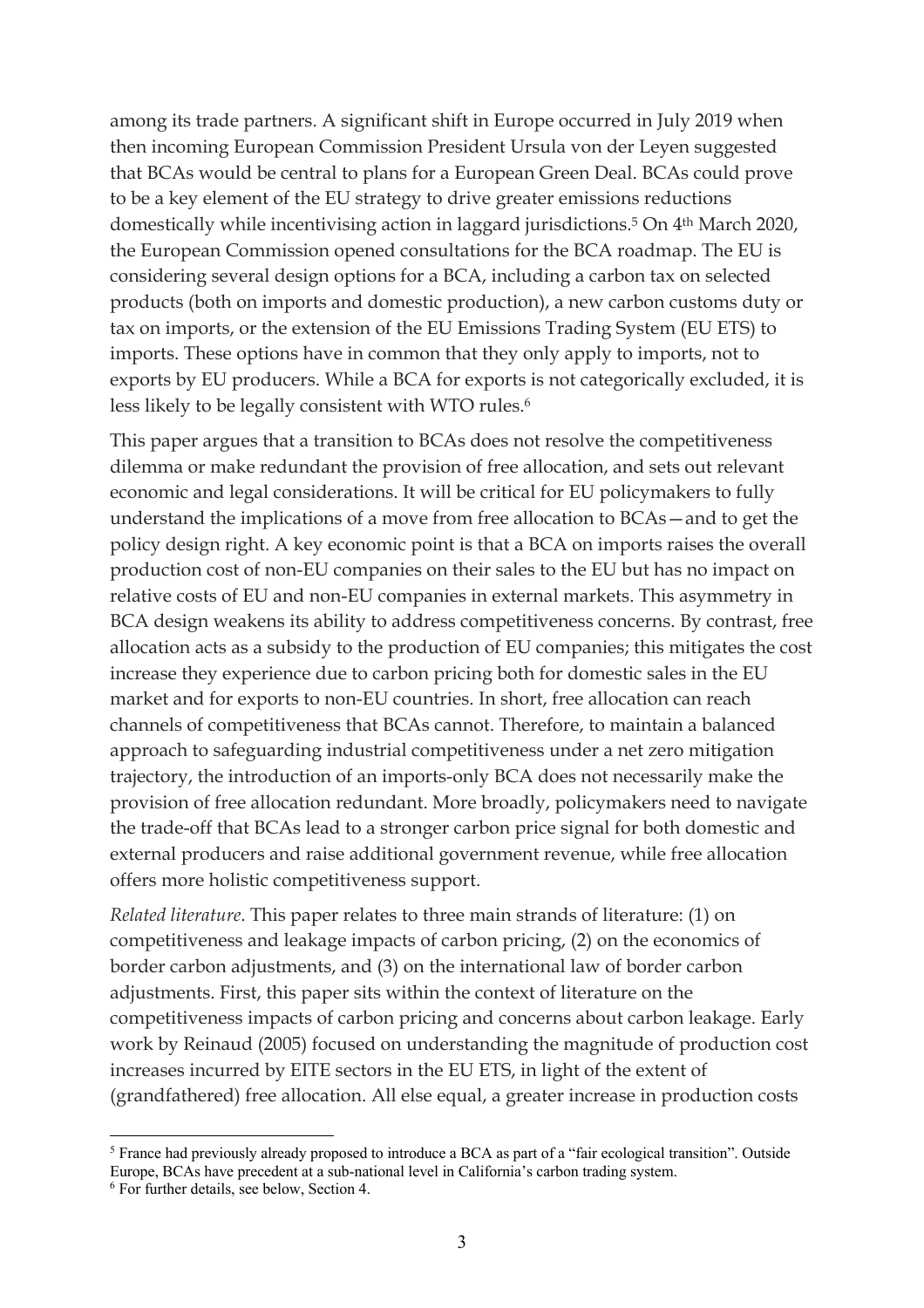among its trade partners. A significant shift in Europe occurred in July 2019 when then incoming European Commission President Ursula von der Leyen suggested that BCAs would be central to plans for a European Green Deal. BCAs could prove to be a key element of the EU strategy to drive greater emissions reductions domestically while incentivising action in laggard jurisdictions.[5] On 4th March 2020, the European Commission opened consultations for the BCA roadmap. The EU is considering several design options for a BCA, including a carbon tax on selected products (both on imports and domestic production), a new carbon customs duty or tax on imports, or the extension of the EU Emissions Trading System (EU ETS) to imports. These options have in common that they only apply to imports, not to exports by EU producers. While a BCA for exports is not categorically excluded, it is less likely to be legally consistent with WTO rules.[6]

This paper argues that a transition to BCAs does not resolve the competitiveness dilemma or make redundant the provision of free allocation, and sets out relevant economic and legal considerations. It will be critical for EU policymakers to fully understand the implications of a move from free allocation to BCAs—and to get the policy design right. A key economic point is that a BCA on imports raises the overall production cost of non-EU companies on their sales to the EU but has no impact on relative costs of EU and non-EU companies in external markets. This asymmetry in BCA design weakens its ability to address competitiveness concerns. By contrast, free allocation acts as a subsidy to the production of EU companies; this mitigates the cost increase they experience due to carbon pricing both for domestic sales in the EU market and for exports to non-EU countries. In short, free allocation can reach channels of competitiveness that BCAs cannot. Therefore, to maintain a balanced approach to safeguarding industrial competitiveness under a net zero mitigation trajectory, the introduction of an imports-only BCA does not necessarily make the provision of free allocation redundant. More broadly, policymakers need to navigate the trade-off that BCAs lead to a stronger carbon price signal for both domestic and external producers and raise additional government revenue, while free allocation offers more holistic competitiveness support.

*Related literature*. This paper relates to three main strands of literature: (1) on competitiveness and leakage impacts of carbon pricing, (2) on the economics of border carbon adjustments, and (3) on the international law of border carbon adjustments. First, this paper sits within the context of literature on the competitiveness impacts of carbon pricing and concerns about carbon leakage. Early work by Reinaud (2005) focused on understanding the magnitude of production cost increases incurred by EITE sectors in the EU ETS, in light of the extent of (grandfathered) free allocation. All else equal, a greater increase in production costs

[5] France had previously already proposed to introduce a BCA as part of a "fair ecological transition". Outside Europe, BCAs have precedent at a sub-national level in California's carbon trading system.

[6] For further details, see below, Section 4.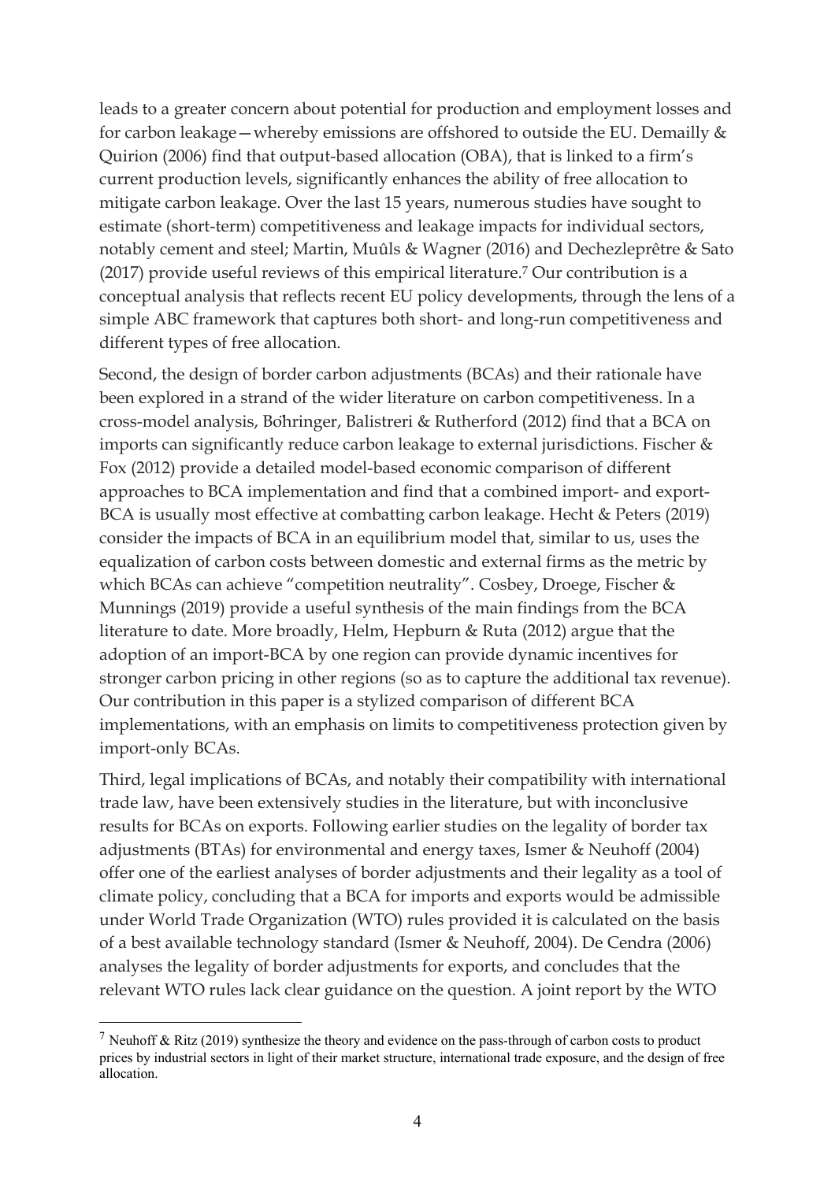leads to a greater concern about potential for production and employment losses and for carbon leakage—whereby emissions are offshored to outside the EU. Demailly & Quirion (2006) find that output-based allocation (OBA), that is linked to a firm's current production levels, significantly enhances the ability of free allocation to mitigate carbon leakage. Over the last 15 years, numerous studies have sought to estimate (short-term) competitiveness and leakage impacts for individual sectors, notably cement and steel; Martin, Muûls & Wagner (2016) and Dechezleprêtre & Sato (2017) provide useful reviews of this empirical literature.[7] Our contribution is a conceptual analysis that reflects recent EU policy developments, through the lens of a simple ABC framework that captures both short- and long-run competitiveness and different types of free allocation.

Second, the design of border carbon adjustments (BCAs) and their rationale have been explored in a strand of the wider literature on carbon competitiveness. In a cross-model analysis, Böhringer, Balistreri & Rutherford (2012) find that a BCA on imports can significantly reduce carbon leakage to external jurisdictions. Fischer & Fox (2012) provide a detailed model-based economic comparison of different approaches to BCA implementation and find that a combined import- and export-BCA is usually most effective at combatting carbon leakage. Hecht & Peters (2019) consider the impacts of BCA in an equilibrium model that, similar to us, uses the equalization of carbon costs between domestic and external firms as the metric by which BCAs can achieve "competition neutrality". Cosbey, Droege, Fischer & Munnings (2019) provide a useful synthesis of the main findings from the BCA literature to date. More broadly, Helm, Hepburn & Ruta (2012) argue that the adoption of an import-BCA by one region can provide dynamic incentives for stronger carbon pricing in other regions (so as to capture the additional tax revenue). Our contribution in this paper is a stylized comparison of different BCA implementations, with an emphasis on limits to competitiveness protection given by import-only BCAs.

Third, legal implications of BCAs, and notably their compatibility with international trade law, have been extensively studies in the literature, but with inconclusive results for BCAs on exports. Following earlier studies on the legality of border tax adjustments (BTAs) for environmental and energy taxes, Ismer & Neuhoff (2004) offer one of the earliest analyses of border adjustments and their legality as a tool of climate policy, concluding that a BCA for imports and exports would be admissible under World Trade Organization (WTO) rules provided it is calculated on the basis of a best available technology standard (Ismer & Neuhoff, 2004). De Cendra (2006) analyses the legality of border adjustments for exports, and concludes that the relevant WTO rules lack clear guidance on the question. A joint report by the WTO

[7] Neuhoff & Ritz (2019) synthesize the theory and evidence on the pass-through of carbon costs to product prices by industrial sectors in light of their market structure, international trade exposure, and the design of free allocation.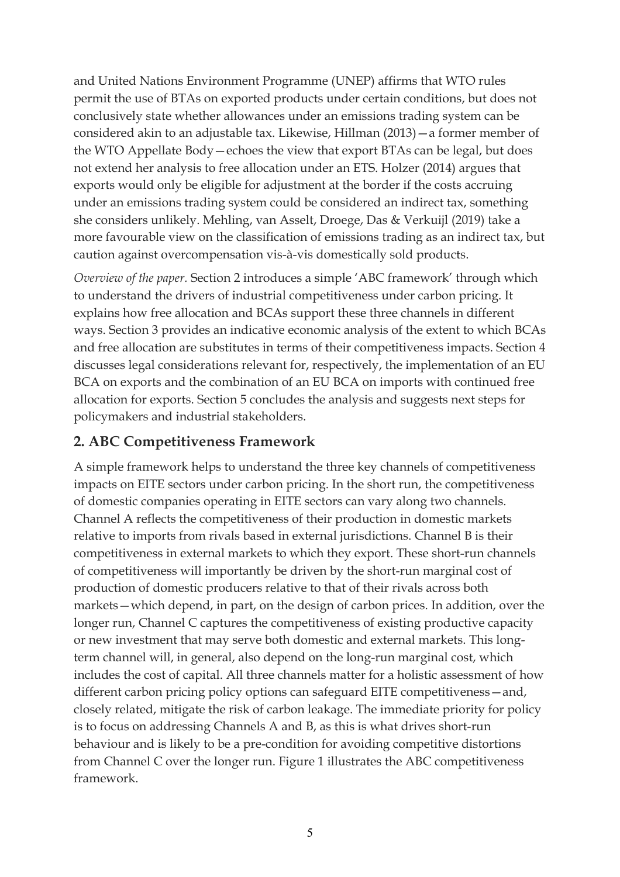and United Nations Environment Programme (UNEP) affirms that WTO rules permit the use of BTAs on exported products under certain conditions, but does not conclusively state whether allowances under an emissions trading system can be considered akin to an adjustable tax. Likewise, Hillman (2013)—a former member of the WTO Appellate Body—echoes the view that export BTAs can be legal, but does not extend her analysis to free allocation under an ETS. Holzer (2014) argues that exports would only be eligible for adjustment at the border if the costs accruing under an emissions trading system could be considered an indirect tax, something she considers unlikely. Mehling, van Asselt, Droege, Das & Verkuijl (2019) take a more favourable view on the classification of emissions trading as an indirect tax, but caution against overcompensation vis-à-vis domestically sold products.

*Overview of the paper.* Section 2 introduces a simple 'ABC framework' through which to understand the drivers of industrial competitiveness under carbon pricing. It explains how free allocation and BCAs support these three channels in different ways. Section 3 provides an indicative economic analysis of the extent to which BCAs and free allocation are substitutes in terms of their competitiveness impacts. Section 4 discusses legal considerations relevant for, respectively, the implementation of an EU BCA on exports and the combination of an EU BCA on imports with continued free allocation for exports. Section 5 concludes the analysis and suggests next steps for policymakers and industrial stakeholders.

## 2. ABC Competitiveness Framework

A simple framework helps to understand the three key channels of competitiveness impacts on EITE sectors under carbon pricing. In the short run, the competitiveness of domestic companies operating in EITE sectors can vary along two channels. Channel A reflects the competitiveness of their production in domestic markets relative to imports from rivals based in external jurisdictions. Channel B is their competitiveness in external markets to which they export. These short-run channels of competitiveness will importantly be driven by the short-run marginal cost of production of domestic producers relative to that of their rivals across both markets—which depend, in part, on the design of carbon prices. In addition, over the longer run, Channel C captures the competitiveness of existing productive capacity or new investment that may serve both domestic and external markets. This long-term channel will, in general, also depend on the long-run marginal cost, which includes the cost of capital. All three channels matter for a holistic assessment of how different carbon pricing policy options can safeguard EITE competitiveness—and, closely related, mitigate the risk of carbon leakage. The immediate priority for policy is to focus on addressing Channels A and B, as this is what drives short-run behaviour and is likely to be a pre-condition for avoiding competitive distortions from Channel C over the longer run. Figure 1 illustrates the ABC competitiveness framework.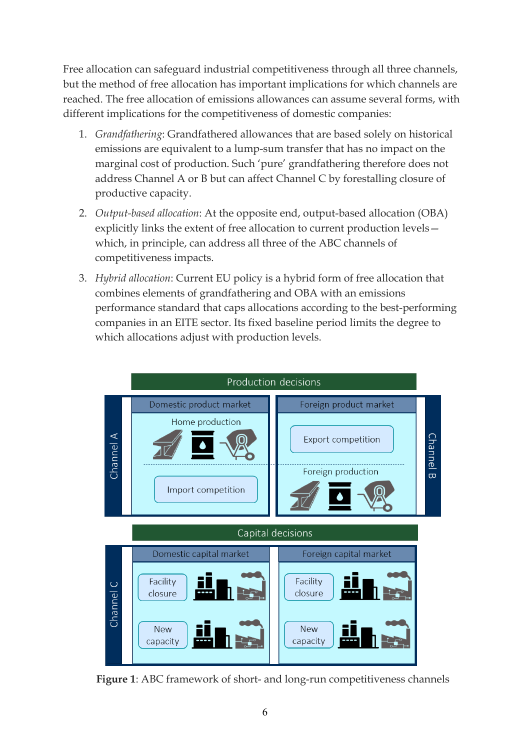Free allocation can safeguard industrial competitiveness through all three channels, but the method of free allocation has important implications for which channels are reached. The free allocation of emissions allowances can assume several forms, with different implications for the competitiveness of domestic companies:

1. *Grandfathering*: Grandfathered allowances that are based solely on historical emissions are equivalent to a lump-sum transfer that has no impact on the marginal cost of production. Such 'pure' grandfathering therefore does not address Channel A or B but can affect Channel C by forestalling closure of productive capacity.
2. *Output-based allocation*: At the opposite end, output-based allocation (OBA) explicitly links the extent of free allocation to current production levels—which, in principle, can address all three of the ABC channels of competitiveness impacts.
3. *Hybrid allocation*: Current EU policy is a hybrid form of free allocation that combines elements of grandfathering and OBA with an emissions performance standard that caps allocations according to the best-performing companies in an EITE sector. Its fixed baseline period limits the degree to which allocations adjust with production levels.

Production decisions

Channel A

Domestic product market

Home production

Import competition

Foreign product market

Export competition

Foreign production

Channel B

Capital decisions

Channel C

Domestic capital market

Facility closure

New capacity

Foreign capital market

Facility closure

New capacity

**Figure 1**: ABC framework of short- and long-run competitiveness channels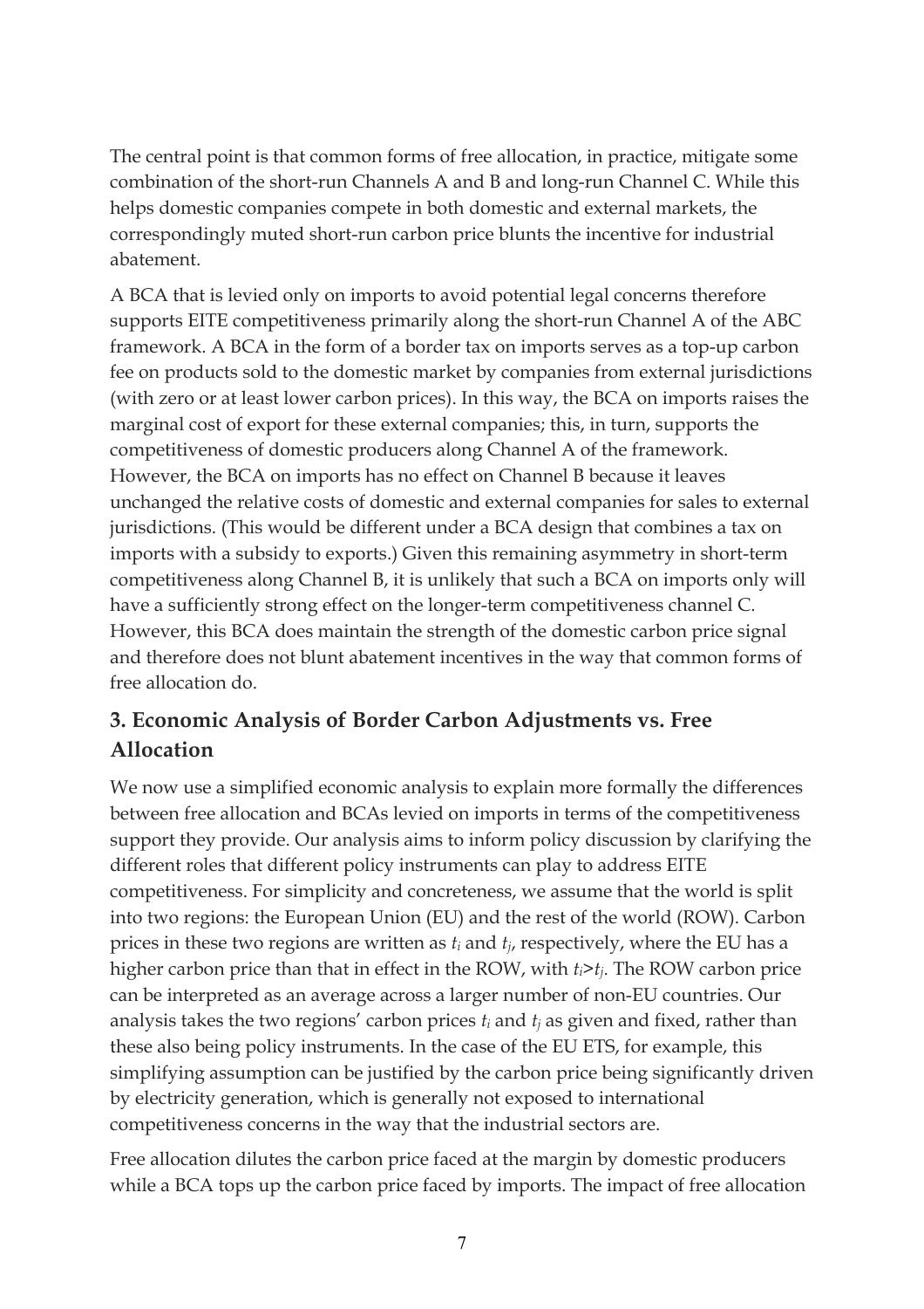The central point is that common forms of free allocation, in practice, mitigate some combination of the short-run Channels A and B and long-run Channel C. While this helps domestic companies compete in both domestic and external markets, the correspondingly muted short-run carbon price blunts the incentive for industrial abatement.

A BCA that is levied only on imports to avoid potential legal concerns therefore supports EITE competitiveness primarily along the short-run Channel A of the ABC framework. A BCA in the form of a border tax on imports serves as a top-up carbon fee on products sold to the domestic market by companies from external jurisdictions (with zero or at least lower carbon prices). In this way, the BCA on imports raises the marginal cost of export for these external companies; this, in turn, supports the competitiveness of domestic producers along Channel A of the framework. However, the BCA on imports has no effect on Channel B because it leaves unchanged the relative costs of domestic and external companies for sales to external jurisdictions. (This would be different under a BCA design that combines a tax on imports with a subsidy to exports.) Given this remaining asymmetry in short-term competitiveness along Channel B, it is unlikely that such a BCA on imports only will have a sufficiently strong effect on the longer-term competitiveness channel C. However, this BCA does maintain the strength of the domestic carbon price signal and therefore does not blunt abatement incentives in the way that common forms of free allocation do.

## 3. Economic Analysis of Border Carbon Adjustments vs. Free Allocation

We now use a simplified economic analysis to explain more formally the differences between free allocation and BCAs levied on imports in terms of the competitiveness support they provide. Our analysis aims to inform policy discussion by clarifying the different roles that different policy instruments can play to address EITE competitiveness. For simplicity and concreteness, we assume that the world is split into two regions: the European Union (EU) and the rest of the world (ROW). Carbon prices in these two regions are written as $t_i$ and $t_j$, respectively, where the EU has a higher carbon price than that in effect in the ROW, with $t_i > t_j$. The ROW carbon price can be interpreted as an average across a larger number of non-EU countries. Our analysis takes the two regions' carbon prices $t_i$ and $t_j$ as given and fixed, rather than these also being policy instruments. In the case of the EU ETS, for example, this simplifying assumption can be justified by the carbon price being significantly driven by electricity generation, which is generally not exposed to international competitiveness concerns in the way that the industrial sectors are.

Free allocation dilutes the carbon price faced at the margin by domestic producers while a BCA tops up the carbon price faced by imports. The impact of free allocation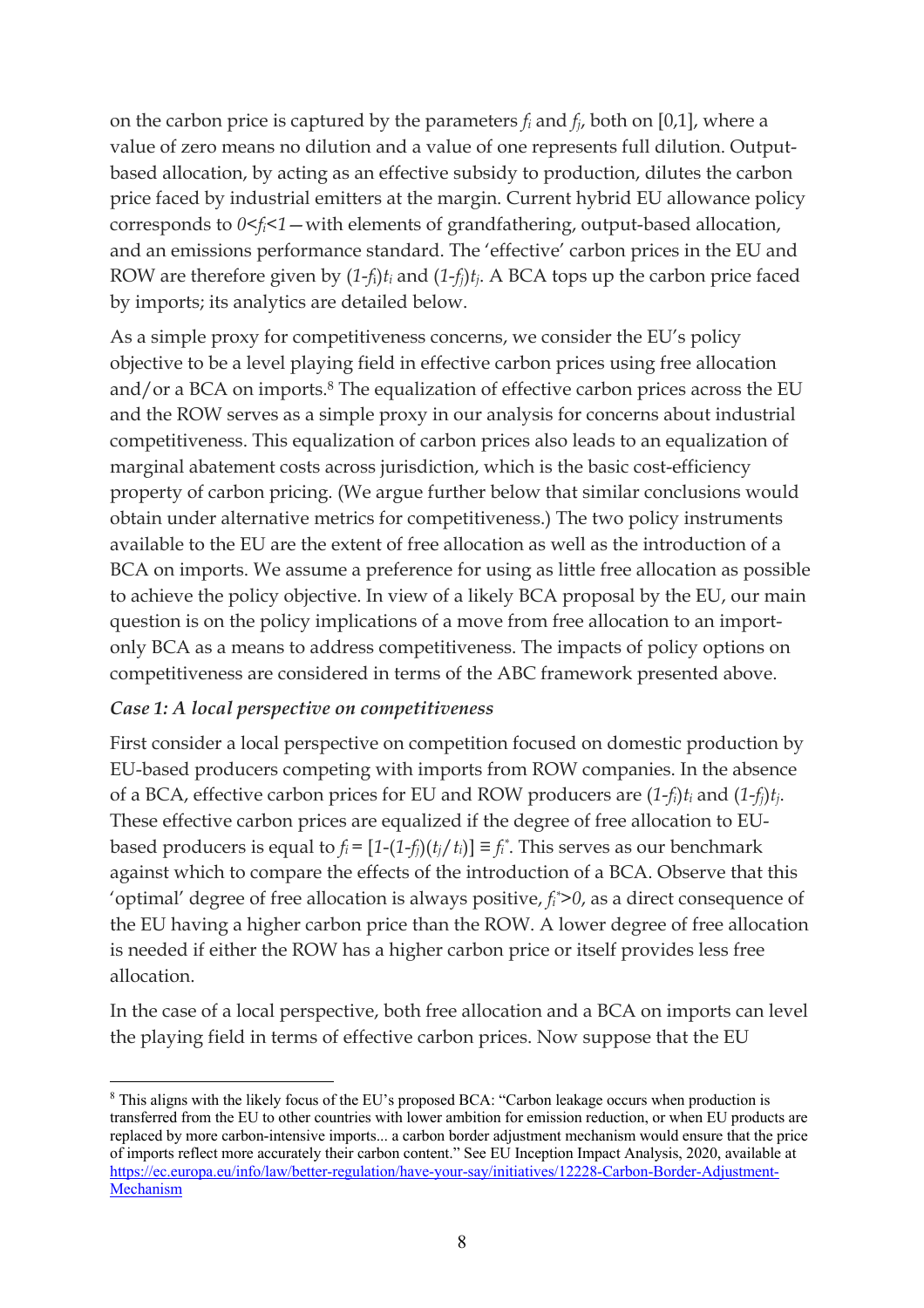on the carbon price is captured by the parameters $f_i$ and $f_j$, both on [0,1], where a value of zero means no dilution and a value of one represents full dilution. Output-based allocation, by acting as an effective subsidy to production, dilutes the carbon price faced by industrial emitters at the margin. Current hybrid EU allowance policy corresponds to $0<f_i<1$—with elements of grandfathering, output-based allocation, and an emissions performance standard. The 'effective' carbon prices in the EU and ROW are therefore given by $(1-f_i)t_i$ and $(1-f_j)t_j$. A BCA tops up the carbon price faced by imports; its analytics are detailed below.

As a simple proxy for competitiveness concerns, we consider the EU's policy objective to be a level playing field in effective carbon prices using free allocation and/or a BCA on imports.[8] The equalization of effective carbon prices across the EU and the ROW serves as a simple proxy in our analysis for concerns about industrial competitiveness. This equalization of carbon prices also leads to an equalization of marginal abatement costs across jurisdiction, which is the basic cost-efficiency property of carbon pricing. (We argue further below that similar conclusions would obtain under alternative metrics for competitiveness.) The two policy instruments available to the EU are the extent of free allocation as well as the introduction of a BCA on imports. We assume a preference for using as little free allocation as possible to achieve the policy objective. In view of a likely BCA proposal by the EU, our main question is on the policy implications of a move from free allocation to an import-only BCA as a means to address competitiveness. The impacts of policy options on competitiveness are considered in terms of the ABC framework presented above.

### *Case 1: A local perspective on competitiveness*

First consider a local perspective on competition focused on domestic production by EU-based producers competing with imports from ROW companies. In the absence of a BCA, effective carbon prices for EU and ROW producers are $(1-f_i)t_i$ and $(1-f_j)t_j$. These effective carbon prices are equalized if the degree of free allocation to EU-based producers is equal to $f_i = [1-(1-f_j)(t_j/t_i)] \equiv f_i^*$. This serves as our benchmark against which to compare the effects of the introduction of a BCA. Observe that this 'optimal' degree of free allocation is always positive, $f_i^*>0$, as a direct consequence of the EU having a higher carbon price than the ROW. A lower degree of free allocation is needed if either the ROW has a higher carbon price or itself provides less free allocation.

In the case of a local perspective, both free allocation and a BCA on imports can level the playing field in terms of effective carbon prices. Now suppose that the EU

---

[8] This aligns with the likely focus of the EU's proposed BCA: "Carbon leakage occurs when production is transferred from the EU to other countries with lower ambition for emission reduction, or when EU products are replaced by more carbon-intensive imports... a carbon border adjustment mechanism would ensure that the price of imports reflect more accurately their carbon content." See EU Inception Impact Analysis, 2020, available at https://ec.europa.eu/info/law/better-regulation/have-your-say/initiatives/12228-Carbon-Border-Adjustment-Mechanism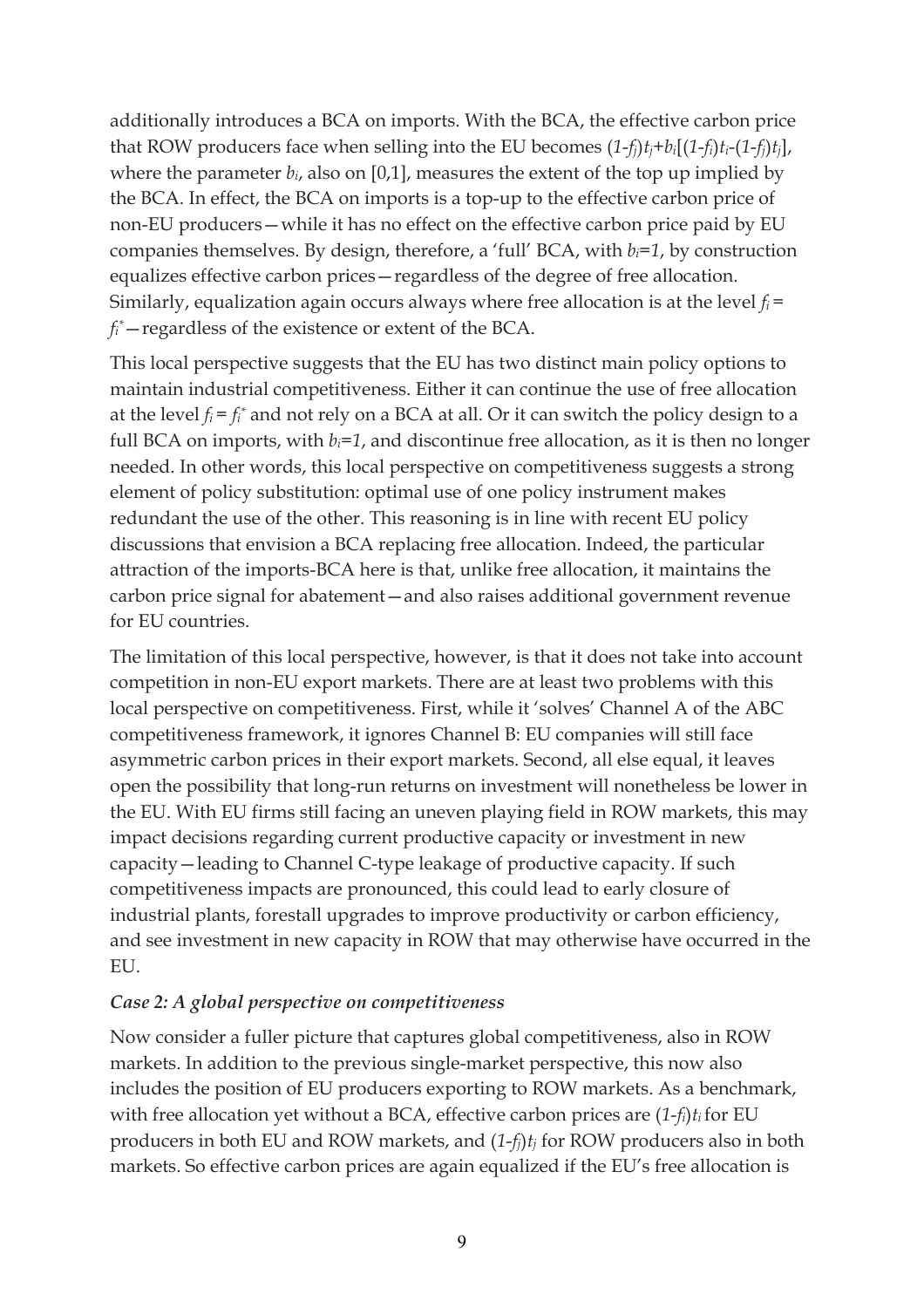additionally introduces a BCA on imports. With the BCA, the effective carbon price that ROW producers face when selling into the EU becomes $(1-f_j)t_j+b_i[(1-f_i)t_i-(1-f_j)t_j]$, where the parameter $b_i$, also on [0,1], measures the extent of the top up implied by the BCA. In effect, the BCA on imports is a top-up to the effective carbon price of non-EU producers—while it has no effect on the effective carbon price paid by EU companies themselves. By design, therefore, a 'full' BCA, with $b_i=1$, by construction equalizes effective carbon prices—regardless of the degree of free allocation. Similarly, equalization again occurs always where free allocation is at the level $f_i = f_i^*$—regardless of the existence or extent of the BCA.

This local perspective suggests that the EU has two distinct main policy options to maintain industrial competitiveness. Either it can continue the use of free allocation at the level $f_i = f_i^*$ and not rely on a BCA at all. Or it can switch the policy design to a full BCA on imports, with $b_i=1$, and discontinue free allocation, as it is then no longer needed. In other words, this local perspective on competitiveness suggests a strong element of policy substitution: optimal use of one policy instrument makes redundant the use of the other. This reasoning is in line with recent EU policy discussions that envision a BCA replacing free allocation. Indeed, the particular attraction of the imports-BCA here is that, unlike free allocation, it maintains the carbon price signal for abatement—and also raises additional government revenue for EU countries.

The limitation of this local perspective, however, is that it does not take into account competition in non-EU export markets. There are at least two problems with this local perspective on competitiveness. First, while it 'solves' Channel A of the ABC competitiveness framework, it ignores Channel B: EU companies will still face asymmetric carbon prices in their export markets. Second, all else equal, it leaves open the possibility that long-run returns on investment will nonetheless be lower in the EU. With EU firms still facing an uneven playing field in ROW markets, this may impact decisions regarding current productive capacity or investment in new capacity—leading to Channel C-type leakage of productive capacity. If such competitiveness impacts are pronounced, this could lead to early closure of industrial plants, forestall upgrades to improve productivity or carbon efficiency, and see investment in new capacity in ROW that may otherwise have occurred in the EU.

### *Case 2: A global perspective on competitiveness*

Now consider a fuller picture that captures global competitiveness, also in ROW markets. In addition to the previous single-market perspective, this now also includes the position of EU producers exporting to ROW markets. As a benchmark, with free allocation yet without a BCA, effective carbon prices are $(1-f_i)t_i$ for EU producers in both EU and ROW markets, and $(1-f_j)t_j$ for ROW producers also in both markets. So effective carbon prices are again equalized if the EU's free allocation is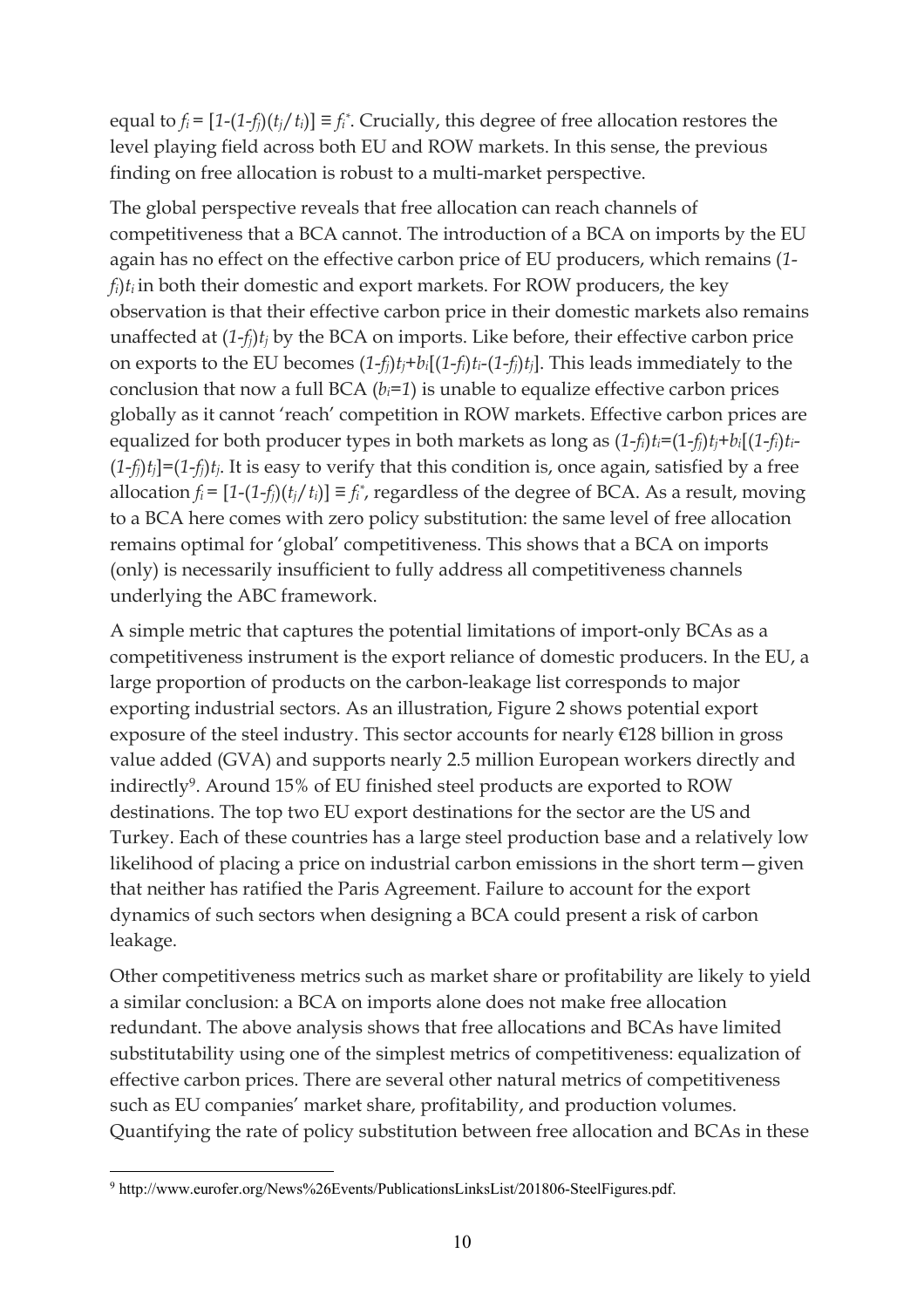equal to $f_i = [1-(1-f_j)(t_j/t_i)] \equiv f_i^*$. Crucially, this degree of free allocation restores the level playing field across both EU and ROW markets. In this sense, the previous finding on free allocation is robust to a multi-market perspective.

The global perspective reveals that free allocation can reach channels of competitiveness that a BCA cannot. The introduction of a BCA on imports by the EU again has no effect on the effective carbon price of EU producers, which remains $(1-f_i)t_i$ in both their domestic and export markets. For ROW producers, the key observation is that their effective carbon price in their domestic markets also remains unaffected at $(1-f_j)t_j$ by the BCA on imports. Like before, their effective carbon price on exports to the EU becomes $(1-f_j)t_j+b_i[(1-f_i)t_i-(1-f_j)t_j]$. This leads immediately to the conclusion that now a full BCA ($b_i=1$) is unable to equalize effective carbon prices globally as it cannot 'reach' competition in ROW markets. Effective carbon prices are equalized for both producer types in both markets as long as $(1-f_i)t_i=(1-f_j)t_j+b_i[(1-f_i)t_i-(1-f_j)t_j]=(1-f_j)t_j$. It is easy to verify that this condition is, once again, satisfied by a free allocation $f_i = [1-(1-f_j)(t_j/t_i)] \equiv f_i^*$, regardless of the degree of BCA. As a result, moving to a BCA here comes with zero policy substitution: the same level of free allocation remains optimal for 'global' competitiveness. This shows that a BCA on imports (only) is necessarily insufficient to fully address all competitiveness channels underlying the ABC framework.

A simple metric that captures the potential limitations of import-only BCAs as a competitiveness instrument is the export reliance of domestic producers. In the EU, a large proportion of products on the carbon-leakage list corresponds to major exporting industrial sectors. As an illustration, Figure 2 shows potential export exposure of the steel industry. This sector accounts for nearly €128 billion in gross value added (GVA) and supports nearly 2.5 million European workers directly and indirectly[9]. Around 15% of EU finished steel products are exported to ROW destinations. The top two EU export destinations for the sector are the US and Turkey. Each of these countries has a large steel production base and a relatively low likelihood of placing a price on industrial carbon emissions in the short term—given that neither has ratified the Paris Agreement. Failure to account for the export dynamics of such sectors when designing a BCA could present a risk of carbon leakage.

Other competitiveness metrics such as market share or profitability are likely to yield a similar conclusion: a BCA on imports alone does not make free allocation redundant. The above analysis shows that free allocations and BCAs have limited substitutability using one of the simplest metrics of competitiveness: equalization of effective carbon prices. There are several other natural metrics of competitiveness such as EU companies' market share, profitability, and production volumes. Quantifying the rate of policy substitution between free allocation and BCAs in these

[9] http://www.eurofer.org/News%26Events/PublicationsLinksList/201806-SteelFigures.pdf.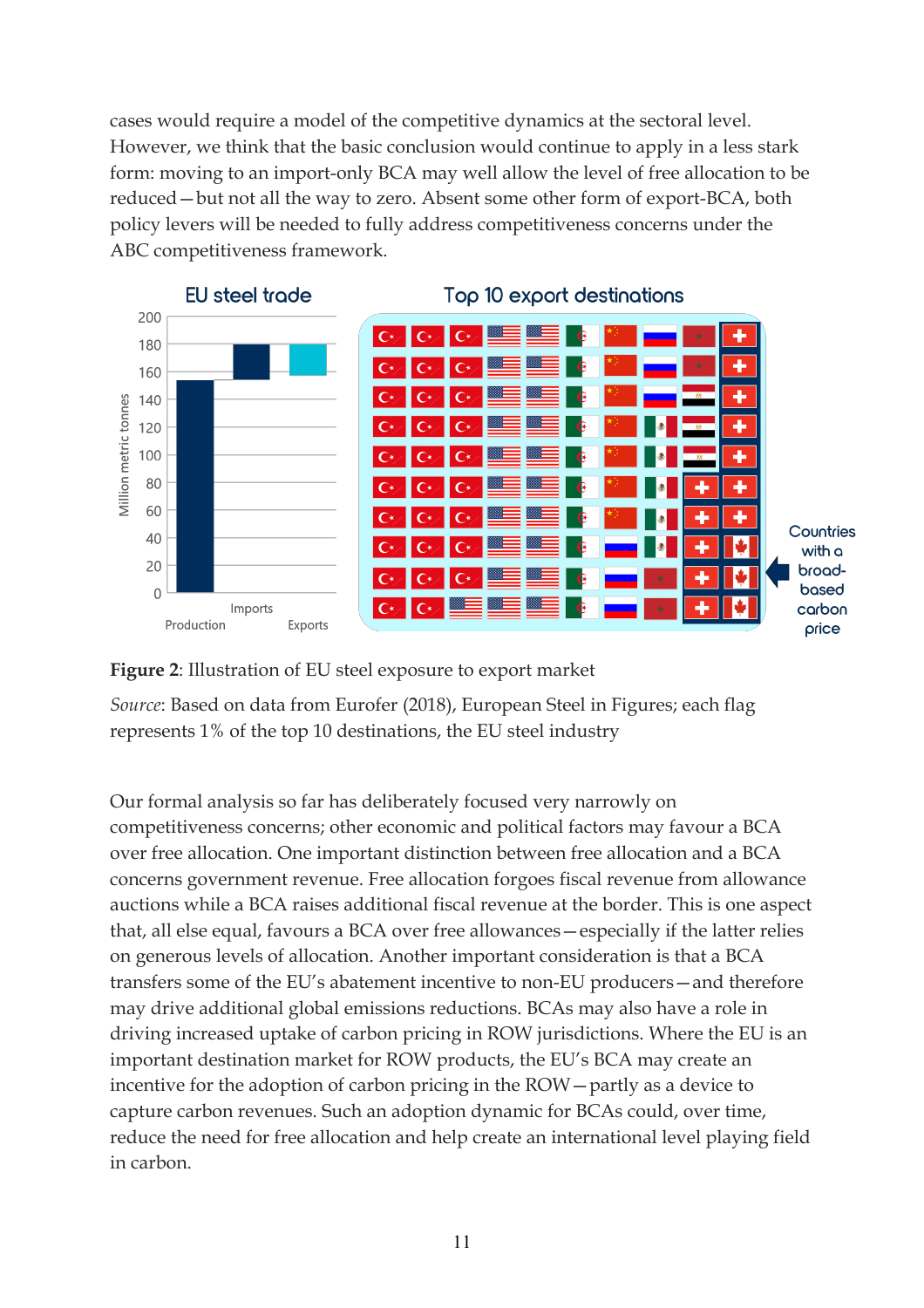cases would require a model of the competitive dynamics at the sectoral level. However, we think that the basic conclusion would continue to apply in a less stark form: moving to an import-only BCA may well allow the level of free allocation to be reduced—but not all the way to zero. Absent some other form of export-BCA, both policy levers will be needed to fully address competitiveness concerns under the ABC competitiveness framework.

EU steel trade

200
180
160
140
120
100
80
60
40
20
0

Million metric tonnes

Production
Imports
Exports

Top 10 export destinations

Countries with a broad-based carbon price

**Figure 2**: Illustration of EU steel exposure to export market

*Source*: Based on data from Eurofer (2018), European Steel in Figures; each flag represents 1% of the top 10 destinations, the EU steel industry

Our formal analysis so far has deliberately focused very narrowly on competitiveness concerns; other economic and political factors may favour a BCA over free allocation. One important distinction between free allocation and a BCA concerns government revenue. Free allocation forgoes fiscal revenue from allowance auctions while a BCA raises additional fiscal revenue at the border. This is one aspect that, all else equal, favours a BCA over free allowances—especially if the latter relies on generous levels of allocation. Another important consideration is that a BCA transfers some of the EU's abatement incentive to non-EU producers—and therefore may drive additional global emissions reductions. BCAs may also have a role in driving increased uptake of carbon pricing in ROW jurisdictions. Where the EU is an important destination market for ROW products, the EU's BCA may create an incentive for the adoption of carbon pricing in the ROW—partly as a device to capture carbon revenues. Such an adoption dynamic for BCAs could, over time, reduce the need for free allocation and help create an international level playing field in carbon.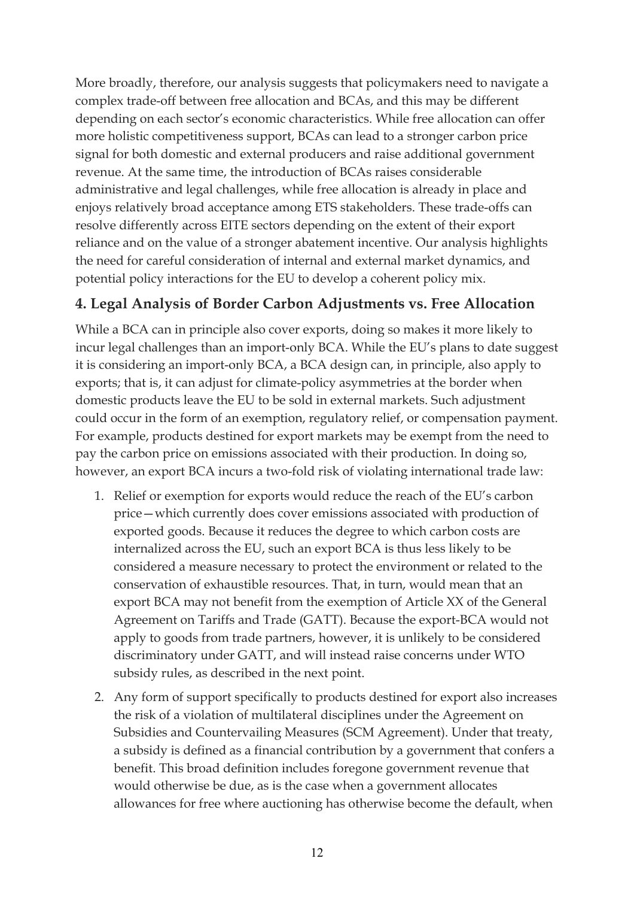More broadly, therefore, our analysis suggests that policymakers need to navigate a complex trade-off between free allocation and BCAs, and this may be different depending on each sector's economic characteristics. While free allocation can offer more holistic competitiveness support, BCAs can lead to a stronger carbon price signal for both domestic and external producers and raise additional government revenue. At the same time, the introduction of BCAs raises considerable administrative and legal challenges, while free allocation is already in place and enjoys relatively broad acceptance among ETS stakeholders. These trade-offs can resolve differently across EITE sectors depending on the extent of their export reliance and on the value of a stronger abatement incentive. Our analysis highlights the need for careful consideration of internal and external market dynamics, and potential policy interactions for the EU to develop a coherent policy mix.

## 4. Legal Analysis of Border Carbon Adjustments vs. Free Allocation

While a BCA can in principle also cover exports, doing so makes it more likely to incur legal challenges than an import-only BCA. While the EU's plans to date suggest it is considering an import-only BCA, a BCA design can, in principle, also apply to exports; that is, it can adjust for climate-policy asymmetries at the border when domestic products leave the EU to be sold in external markets. Such adjustment could occur in the form of an exemption, regulatory relief, or compensation payment. For example, products destined for export markets may be exempt from the need to pay the carbon price on emissions associated with their production. In doing so, however, an export BCA incurs a two-fold risk of violating international trade law:

1. Relief or exemption for exports would reduce the reach of the EU's carbon price—which currently does cover emissions associated with production of exported goods. Because it reduces the degree to which carbon costs are internalized across the EU, such an export BCA is thus less likely to be considered a measure necessary to protect the environment or related to the conservation of exhaustible resources. That, in turn, would mean that an export BCA may not benefit from the exemption of Article XX of the General Agreement on Tariffs and Trade (GATT). Because the export-BCA would not apply to goods from trade partners, however, it is unlikely to be considered discriminatory under GATT, and will instead raise concerns under WTO subsidy rules, as described in the next point.
2. Any form of support specifically to products destined for export also increases the risk of a violation of multilateral disciplines under the Agreement on Subsidies and Countervailing Measures (SCM Agreement). Under that treaty, a subsidy is defined as a financial contribution by a government that confers a benefit. This broad definition includes foregone government revenue that would otherwise be due, as is the case when a government allocates allowances for free where auctioning has otherwise become the default, when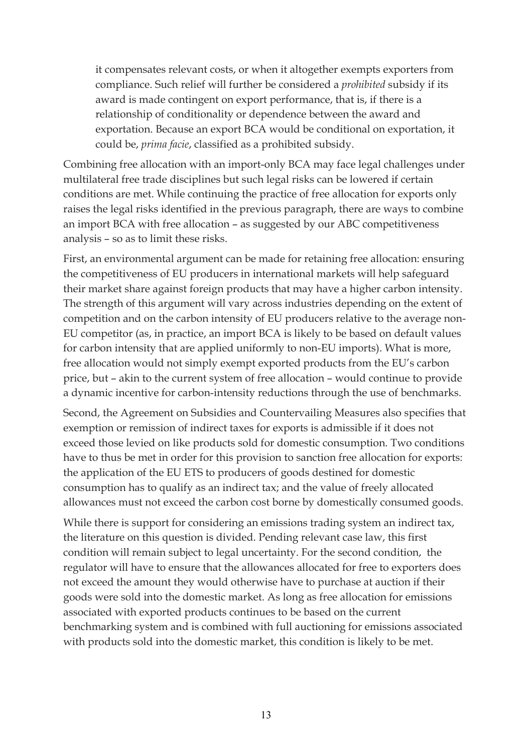> it compensates relevant costs, or when it altogether exempts exporters from compliance. Such relief will further be considered a *prohibited* subsidy if its award is made contingent on export performance, that is, if there is a relationship of conditionality or dependence between the award and exportation. Because an export BCA would be conditional on exportation, it could be, *prima facie*, classified as a prohibited subsidy.

Combining free allocation with an import-only BCA may face legal challenges under multilateral free trade disciplines but such legal risks can be lowered if certain conditions are met. While continuing the practice of free allocation for exports only raises the legal risks identified in the previous paragraph, there are ways to combine an import BCA with free allocation – as suggested by our ABC competitiveness analysis – so as to limit these risks.

First, an environmental argument can be made for retaining free allocation: ensuring the competitiveness of EU producers in international markets will help safeguard their market share against foreign products that may have a higher carbon intensity. The strength of this argument will vary across industries depending on the extent of competition and on the carbon intensity of EU producers relative to the average non-EU competitor (as, in practice, an import BCA is likely to be based on default values for carbon intensity that are applied uniformly to non-EU imports). What is more, free allocation would not simply exempt exported products from the EU's carbon price, but – akin to the current system of free allocation – would continue to provide a dynamic incentive for carbon-intensity reductions through the use of benchmarks.

Second, the Agreement on Subsidies and Countervailing Measures also specifies that exemption or remission of indirect taxes for exports is admissible if it does not exceed those levied on like products sold for domestic consumption. Two conditions have to thus be met in order for this provision to sanction free allocation for exports: the application of the EU ETS to producers of goods destined for domestic consumption has to qualify as an indirect tax; and the value of freely allocated allowances must not exceed the carbon cost borne by domestically consumed goods.

While there is support for considering an emissions trading system an indirect tax, the literature on this question is divided. Pending relevant case law, this first condition will remain subject to legal uncertainty. For the second condition, the regulator will have to ensure that the allowances allocated for free to exporters does not exceed the amount they would otherwise have to purchase at auction if their goods were sold into the domestic market. As long as free allocation for emissions associated with exported products continues to be based on the current benchmarking system and is combined with full auctioning for emissions associated with products sold into the domestic market, this condition is likely to be met.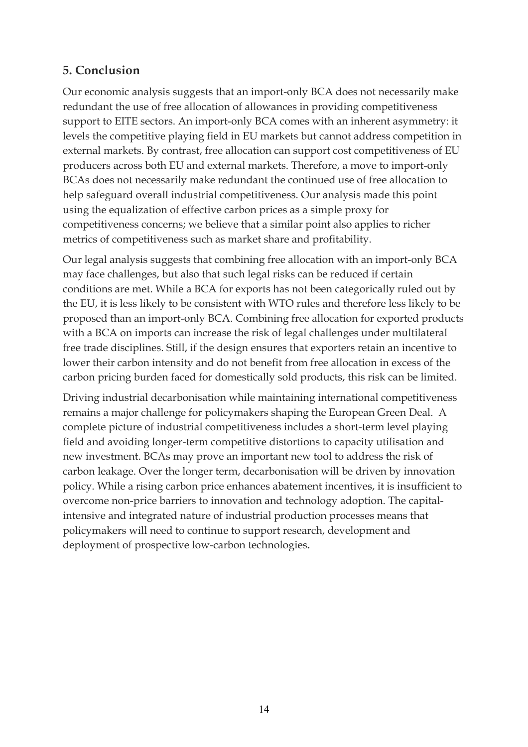## 5. Conclusion

Our economic analysis suggests that an import-only BCA does not necessarily make redundant the use of free allocation of allowances in providing competitiveness support to EITE sectors. An import-only BCA comes with an inherent asymmetry: it levels the competitive playing field in EU markets but cannot address competition in external markets. By contrast, free allocation can support cost competitiveness of EU producers across both EU and external markets. Therefore, a move to import-only BCAs does not necessarily make redundant the continued use of free allocation to help safeguard overall industrial competitiveness. Our analysis made this point using the equalization of effective carbon prices as a simple proxy for competitiveness concerns; we believe that a similar point also applies to richer metrics of competitiveness such as market share and profitability.

Our legal analysis suggests that combining free allocation with an import-only BCA may face challenges, but also that such legal risks can be reduced if certain conditions are met. While a BCA for exports has not been categorically ruled out by the EU, it is less likely to be consistent with WTO rules and therefore less likely to be proposed than an import-only BCA. Combining free allocation for exported products with a BCA on imports can increase the risk of legal challenges under multilateral free trade disciplines. Still, if the design ensures that exporters retain an incentive to lower their carbon intensity and do not benefit from free allocation in excess of the carbon pricing burden faced for domestically sold products, this risk can be limited.

Driving industrial decarbonisation while maintaining international competitiveness remains a major challenge for policymakers shaping the European Green Deal. A complete picture of industrial competitiveness includes a short-term level playing field and avoiding longer-term competitive distortions to capacity utilisation and new investment. BCAs may prove an important new tool to address the risk of carbon leakage. Over the longer term, decarbonisation will be driven by innovation policy. While a rising carbon price enhances abatement incentives, it is insufficient to overcome non-price barriers to innovation and technology adoption. The capital-intensive and integrated nature of industrial production processes means that policymakers will need to continue to support research, development and deployment of prospective low-carbon technologies.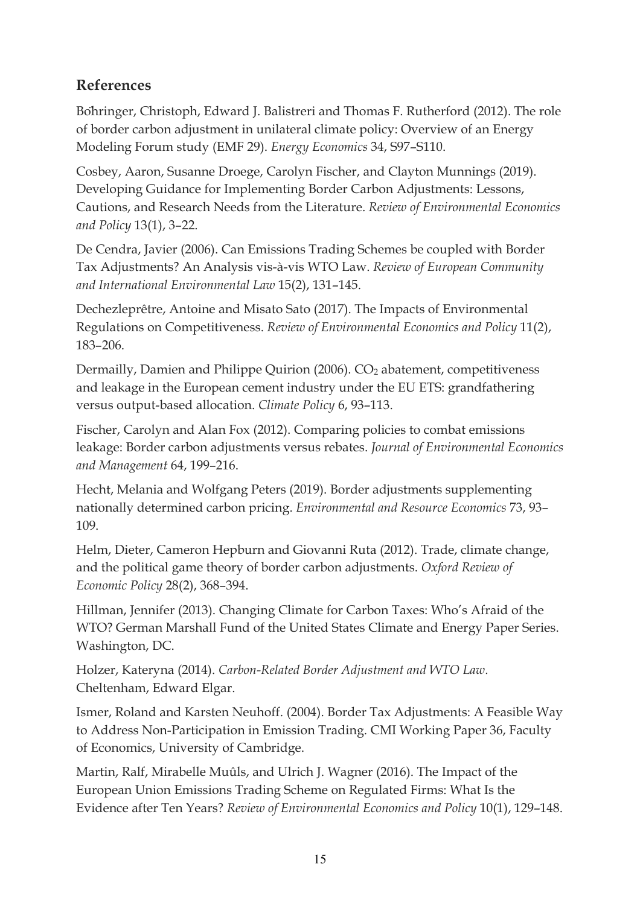## References

Böhringer, Christoph, Edward J. Balistreri and Thomas F. Rutherford (2012). The role of border carbon adjustment in unilateral climate policy: Overview of an Energy Modeling Forum study (EMF 29). *Energy Economics* 34, S97–S110.

Cosbey, Aaron, Susanne Droege, Carolyn Fischer, and Clayton Munnings (2019). Developing Guidance for Implementing Border Carbon Adjustments: Lessons, Cautions, and Research Needs from the Literature. *Review of Environmental Economics and Policy* 13(1), 3–22.

De Cendra, Javier (2006). Can Emissions Trading Schemes be coupled with Border Tax Adjustments? An Analysis vis-à-vis WTO Law. *Review of European Community and International Environmental Law* 15(2), 131–145.

Dechezleprêtre, Antoine and Misato Sato (2017). The Impacts of Environmental Regulations on Competitiveness. *Review of Environmental Economics and Policy* 11(2), 183–206.

Dermailly, Damien and Philippe Quirion (2006). $CO_2$ abatement, competitiveness and leakage in the European cement industry under the EU ETS: grandfathering versus output-based allocation. *Climate Policy* 6, 93–113.

Fischer, Carolyn and Alan Fox (2012). Comparing policies to combat emissions leakage: Border carbon adjustments versus rebates. *Journal of Environmental Economics and Management* 64, 199–216.

Hecht, Melania and Wolfgang Peters (2019). Border adjustments supplementing nationally determined carbon pricing. *Environmental and Resource Economics* 73, 93–109.

Helm, Dieter, Cameron Hepburn and Giovanni Ruta (2012). Trade, climate change, and the political game theory of border carbon adjustments. *Oxford Review of Economic Policy* 28(2), 368–394.

Hillman, Jennifer (2013). Changing Climate for Carbon Taxes: Who's Afraid of the WTO? German Marshall Fund of the United States Climate and Energy Paper Series. Washington, DC.

Holzer, Kateryna (2014). *Carbon-Related Border Adjustment and WTO Law*. Cheltenham, Edward Elgar.

Ismer, Roland and Karsten Neuhoff. (2004). Border Tax Adjustments: A Feasible Way to Address Non-Participation in Emission Trading. CMI Working Paper 36, Faculty of Economics, University of Cambridge.

Martin, Ralf, Mirabelle Muûls, and Ulrich J. Wagner (2016). The Impact of the European Union Emissions Trading Scheme on Regulated Firms: What Is the Evidence after Ten Years? *Review of Environmental Economics and Policy* 10(1), 129–148.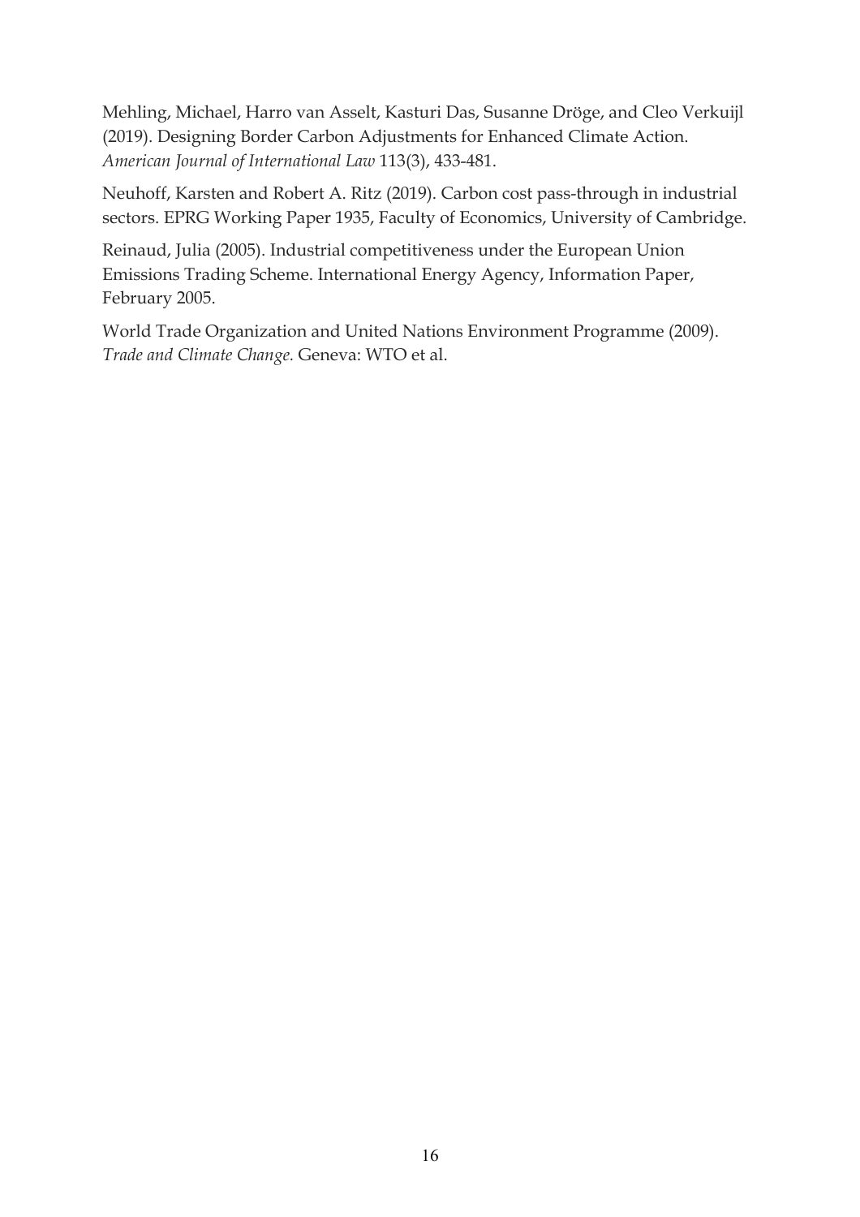Mehling, Michael, Harro van Asselt, Kasturi Das, Susanne Dröge, and Cleo Verkuijl (2019). Designing Border Carbon Adjustments for Enhanced Climate Action. *American Journal of International Law* 113(3), 433-481.

Neuhoff, Karsten and Robert A. Ritz (2019). Carbon cost pass-through in industrial sectors. EPRG Working Paper 1935, Faculty of Economics, University of Cambridge.

Reinaud, Julia (2005). Industrial competitiveness under the European Union Emissions Trading Scheme. International Energy Agency, Information Paper, February 2005.

World Trade Organization and United Nations Environment Programme (2009). *Trade and Climate Change.* Geneva: WTO et al.